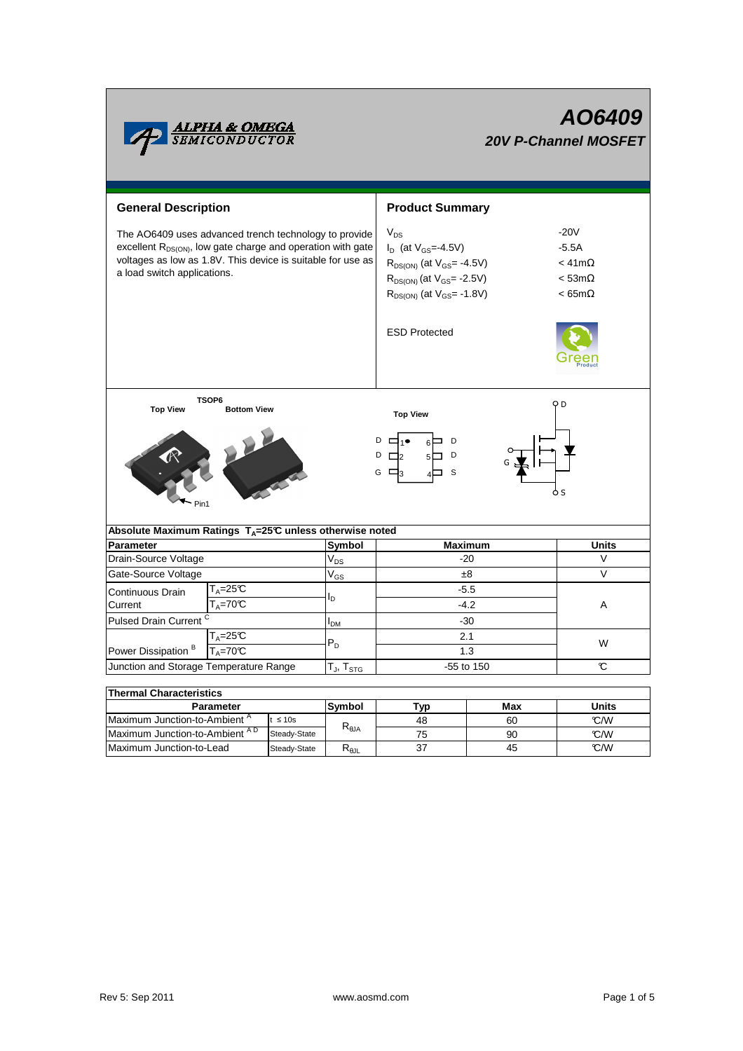# AO6409

## 20V P-Channel MOSFET

ALPHA & OMEGA SEMICONDUCTOR

## General Description

The AO6409 uses advanced trench technology to provide excellent $R_{DS(ON)}$, low gate charge and operation with gate voltages as low as 1.8V. This device is suitable for use as a load switch applications.

## Product Summary

| | |
|---|---|
| $V_{DS}$ | -20V |
| $I_D$ (at $V_{GS}$=-4.5V) | -5.5A |
| $R_{DS(ON)}$ (at $V_{GS}$= -4.5V) | < 41mΩ |
| $R_{DS(ON)}$ (at $V_{GS}$= -2.5V) | < 53mΩ |
| $R_{DS(ON)}$ (at $V_{GS}$= -1.8V) | < 65mΩ |

ESD Protected

Green Product

TSOP6

Top View    Bottom View

Pin1

Top View

D 1 6 D
D 2 5 D
G 3 4 S

D
G
S

## Absolute Maximum Ratings $T_A$=25℃ unless otherwise noted

| Parameter | | Symbol | Maximum | Units |
|---|---|---|---|---|
| Drain-Source Voltage | | $V_{DS}$ | -20 | V |
| Gate-Source Voltage | | $V_{GS}$ | ±8 | V |
| Continuous Drain Current | $T_A$=25℃ | $I_D$ | -5.5 | A |
| | $T_A$=70℃ | | -4.2 | |
| Pulsed Drain Current [C] | | $I_{DM}$ | -30 | |
| Power Dissipation [B] | $T_A$=25℃ | $P_D$ | 2.1 | W |
| | $T_A$=70℃ | | 1.3 | |
| Junction and Storage Temperature Range | | $T_J$, $T_{STG}$ | -55 to 150 | ℃ |

## Thermal Characteristics

| Parameter | | Symbol | Typ | Max | Units |
|---|---|---|---|---|---|
| Maximum Junction-to-Ambient [A] | t ≤ 10s | $R_{\theta JA}$ | 48 | 60 | ℃/W |
| Maximum Junction-to-Ambient [A D] | Steady-State | | 75 | 90 | ℃/W |
| Maximum Junction-to-Lead | Steady-State | $R_{\theta JL}$ | 37 | 45 | ℃/W |

Rev 5: Sep 2011    www.aosmd.com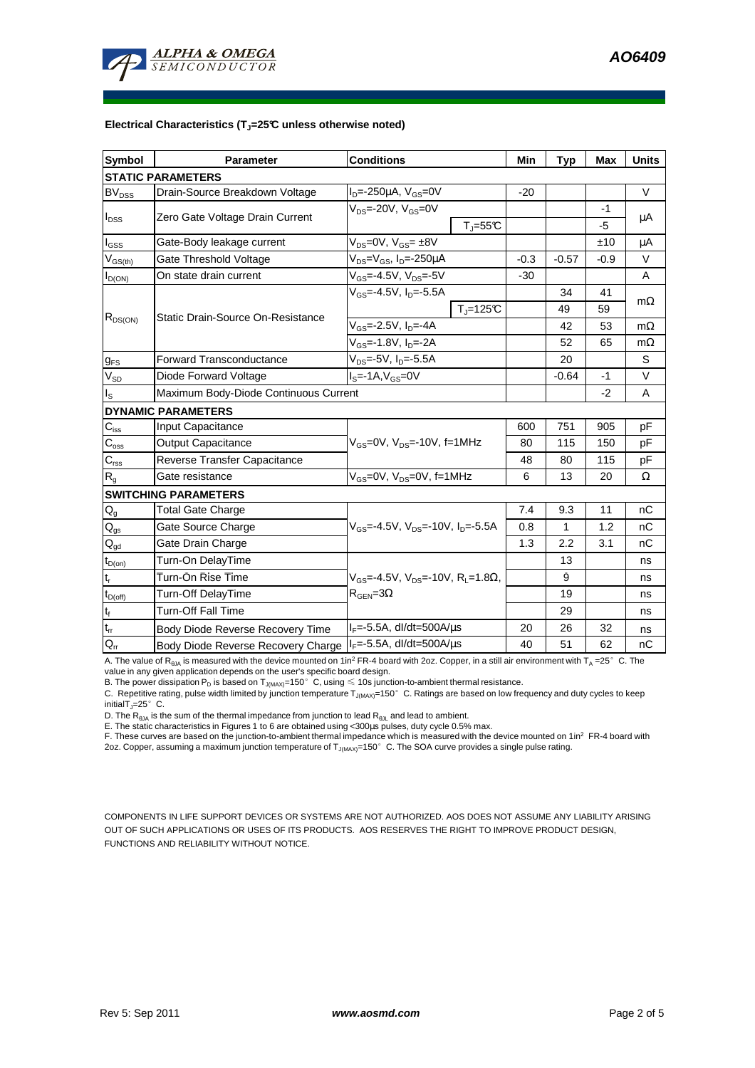**Electrical Characteristics ($T_J$=25°C unless otherwise noted)**

| Symbol | Parameter | Conditions | | Min | Typ | Max | Units |
|---|---|---|---|---|---|---|---|
| **STATIC PARAMETERS** | | | | | | | |
| $BV_{DSS}$ | Drain-Source Breakdown Voltage | $I_D$=-250µA, $V_{GS}$=0V | | -20 | | | V |
| $I_{DSS}$ | Zero Gate Voltage Drain Current | $V_{DS}$=-20V, $V_{GS}$=0V | | | | -1 | µA |
| | | | $T_J$=55°C | | | -5 | |
| $I_{GSS}$ | Gate-Body leakage current | $V_{DS}$=0V, $V_{GS}$= ±8V | | | | ±10 | µA |
| $V_{GS(th)}$ | Gate Threshold Voltage | $V_{DS}$=$V_{GS}$, $I_D$=-250µA | | -0.3 | -0.57 | -0.9 | V |
| $I_{D(ON)}$ | On state drain current | $V_{GS}$=-4.5V, $V_{DS}$=-5V | | -30 | | | A |
| $R_{DS(ON)}$ | Static Drain-Source On-Resistance | $V_{GS}$=-4.5V, $I_D$=-5.5A | | | 34 | 41 | mΩ |
| | | | $T_J$=125°C | | 49 | 59 | |
| | | $V_{GS}$=-2.5V, $I_D$=-4A | | | 42 | 53 | mΩ |
| | | $V_{GS}$=-1.8V, $I_D$=-2A | | | 52 | 65 | mΩ |
| $g_{FS}$ | Forward Transconductance | $V_{DS}$=-5V, $I_D$=-5.5A | | | 20 | | S |
| $V_{SD}$ | Diode Forward Voltage | $I_S$=-1A,$V_{GS}$=0V | | | -0.64 | -1 | V |
| $I_S$ | Maximum Body-Diode Continuous Current | | | | | -2 | A |
| **DYNAMIC PARAMETERS** | | | | | | | |
| $C_{iss}$ | Input Capacitance | $V_{GS}$=0V, $V_{DS}$=-10V, f=1MHz | | 600 | 751 | 905 | pF |
| $C_{oss}$ | Output Capacitance | | | 80 | 115 | 150 | pF |
| $C_{rss}$ | Reverse Transfer Capacitance | | | 48 | 80 | 115 | pF |
| $R_g$ | Gate resistance | $V_{GS}$=0V, $V_{DS}$=0V, f=1MHz | | 6 | 13 | 20 | Ω |
| **SWITCHING PARAMETERS** | | | | | | | |
| $Q_g$ | Total Gate Charge | $V_{GS}$=-4.5V, $V_{DS}$=-10V, $I_D$=-5.5A | | 7.4 | 9.3 | 11 | nC |
| $Q_{gs}$ | Gate Source Charge | | | 0.8 | 1 | 1.2 | nC |
| $Q_{gd}$ | Gate Drain Charge | | | 1.3 | 2.2 | 3.1 | nC |
| $t_{D(on)}$ | Turn-On DelayTime | $V_{GS}$=-4.5V, $V_{DS}$=-10V, $R_L$=1.8Ω, $R_{GEN}$=3Ω | | | 13 | | ns |
| $t_r$ | Turn-On Rise Time | | | | 9 | | ns |
| $t_{D(off)}$ | Turn-Off DelayTime | | | | 19 | | ns |
| $t_f$ | Turn-Off Fall Time | | | | 29 | | ns |
| $t_{rr}$ | Body Diode Reverse Recovery Time | $I_F$=-5.5A, dI/dt=500A/µs | | 20 | 26 | 32 | ns |
| $Q_{rr}$ | Body Diode Reverse Recovery Charge | $I_F$=-5.5A, dI/dt=500A/µs | | 40 | 51 | 62 | nC |

A. The value of $R_{\theta JA}$ is measured with the device mounted on 1in² FR-4 board with 2oz. Copper, in a still air environment with $T_A$ =25°C. The value in any given application depends on the user's specific board design.

B. The power dissipation $P_D$ is based on $T_{J(MAX)}$=150°C, using ≤ 10s junction-to-ambient thermal resistance.

C. Repetitive rating, pulse width limited by junction temperature $T_{J(MAX)}$=150°C. Ratings are based on low frequency and duty cycles to keep initial $T_J$=25°C.

D. The $R_{\theta JA}$ is the sum of the thermal impedance from junction to lead $R_{\theta JL}$ and lead to ambient.

E. The static characteristics in Figures 1 to 6 are obtained using <300µs pulses, duty cycle 0.5% max.

F. These curves are based on the junction-to-ambient thermal impedance which is measured with the device mounted on 1in² FR-4 board with 2oz. Copper, assuming a maximum junction temperature of $T_{J(MAX)}$=150°C. The SOA curve provides a single pulse rating.

COMPONENTS IN LIFE SUPPORT DEVICES OR SYSTEMS ARE NOT AUTHORIZED. AOS DOES NOT ASSUME ANY LIABILITY ARISING OUT OF SUCH APPLICATIONS OR USES OF ITS PRODUCTS. AOS RESERVES THE RIGHT TO IMPROVE PRODUCT DESIGN, FUNCTIONS AND RELIABILITY WITHOUT NOTICE.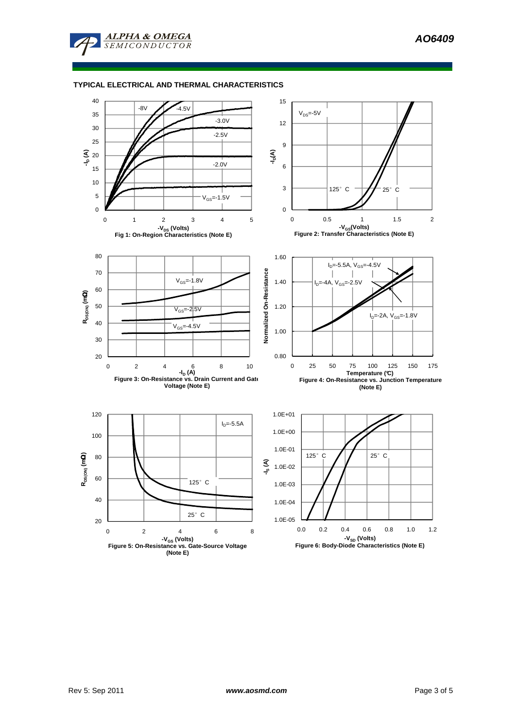## TYPICAL ELECTRICAL AND THERMAL CHARACTERISTICS

Fig 1: On-Region Characteristics (Note E)

Figure 2: Transfer Characteristics (Note E)

Figure 3: On-Resistance vs. Drain Current and Gate Voltage (Note E)

Figure 4: On-Resistance vs. Junction Temperature (Note E)

Figure 5: On-Resistance vs. Gate-Source Voltage (Note E)

Figure 6: Body-Diode Characteristics (Note E)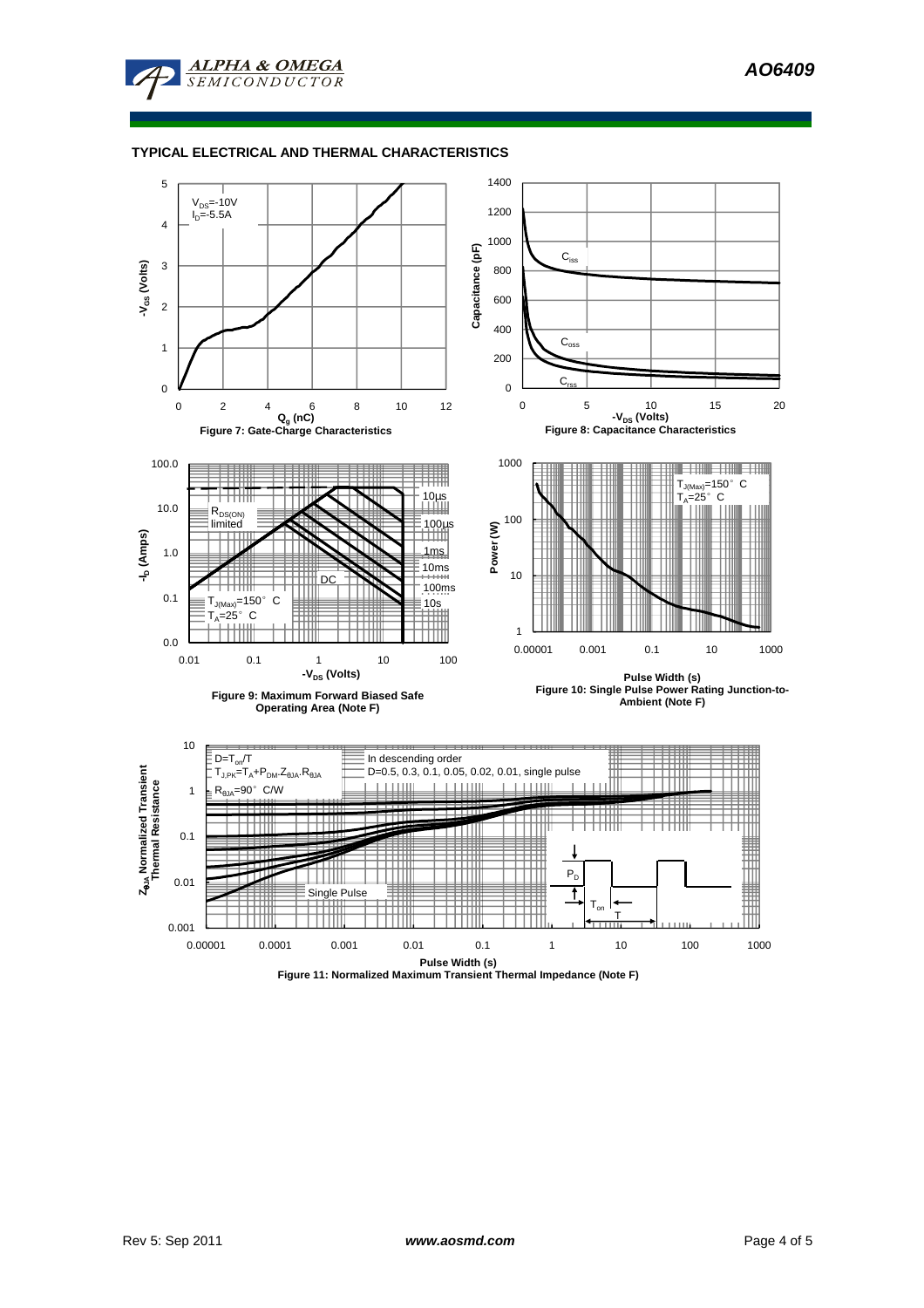## TYPICAL ELECTRICAL AND THERMAL CHARACTERISTICS

$V_{DS}$=-10V
$I_D$=-5.5A

Figure 7: Gate-Charge Characteristics

Figure 8: Capacitance Characteristics

Figure 9: Maximum Forward Biased Safe Operating Area (Note F)

Figure 10: Single Pulse Power Rating Junction-to-Ambient (Note F)

$D=T_{on}/T$
$T_{J,PK}=T_A+P_{DM}.Z_{\theta JA}.R_{\theta JA}$
$R_{\theta JA}$=90°C/W

In descending order
D=0.5, 0.3, 0.1, 0.05, 0.02, 0.01, single pulse

Figure 11: Normalized Maximum Transient Thermal Impedance (Note F)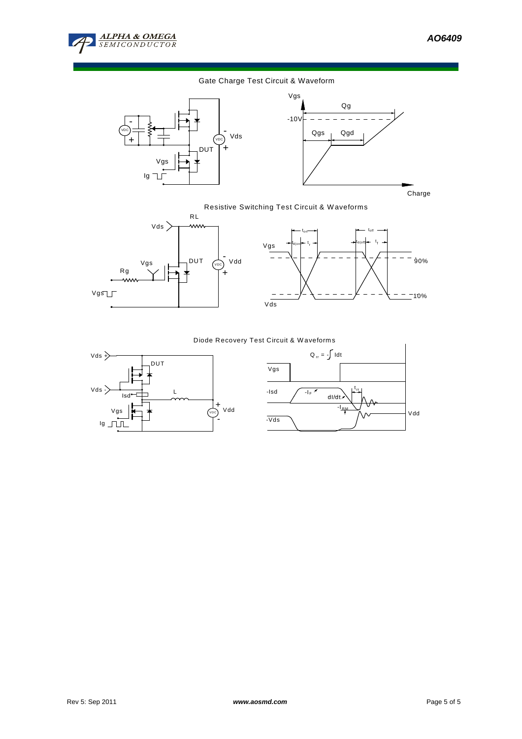## Gate Charge Test Circuit & Waveform

VDC

DUT

Vds

Vgs

Ig

Vgs

Qg

-10V

Qgs

Qgd

Charge

## Resistive Switching Test Circuit & Waveforms

RL

Vds

Vgs

Rg

DUT

VDC

Vdd

Vgs

$t_{on}$

$t_{d(on)}$

$t_r$

$t_{off}$

$t_{d(off)}$

$t_f$

Vgs

90%

10%

Vds

## Diode Recovery Test Circuit & Waveforms

Vds +

DUT

Vds -

Isd

L

Vgs

Ig

VDC

Vdd

$Q_{rr} = -\int Idt$

Vgs

-Isd

$-I_F$

dI/dt

$t_{rr}$

$-I_{RM}$

-Vds

Vdd